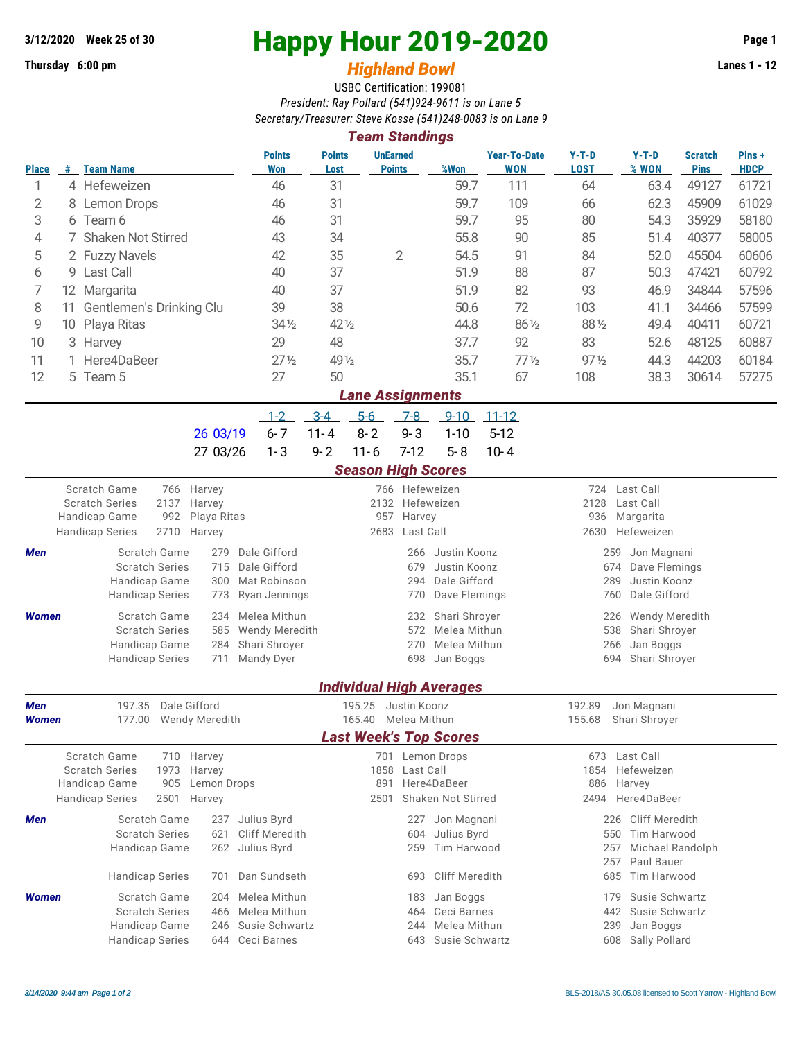**3/12/2020 Week 25 of 30**

**Thursday 6:00 pm**

# Happy Hour 2019-2020

## *Highland Bowl*

**Lanes 1 - 12**

USBC Certification: 199081

*President: Ray Pollard (541)924-9611 is on Lane 5*

*Secretary/Treasurer: Steve Kosse (541)248-0083 is on Lane 9*

### *Team Standings*

| Place | # | Team Name | Points Won | Points Lost | UnEarned Points | %Won | Year-To-Date WON | Y-T-D LOST | Y-T-D % WON | Scratch Pins | Pins + HDCP |
|---|---|---|---|---|---|---|---|---|---|---|---|
| 1 | 4 | Hefeweizen | 46 | 31 | | 59.7 | 111 | 64 | 63.4 | 49127 | 61721 |
| 2 | 8 | Lemon Drops | 46 | 31 | | 59.7 | 109 | 66 | 62.3 | 45909 | 61029 |
| 3 | 6 | Team 6 | 46 | 31 | | 59.7 | 95 | 80 | 54.3 | 35929 | 58180 |
| 4 | 7 | Shaken Not Stirred | 43 | 34 | | 55.8 | 90 | 85 | 51.4 | 40377 | 58005 |
| 5 | 2 | Fuzzy Navels | 42 | 35 | 2 | 54.5 | 91 | 84 | 52.0 | 45504 | 60606 |
| 6 | 9 | Last Call | 40 | 37 | | 51.9 | 88 | 87 | 50.3 | 47421 | 60792 |
| 7 | 12 | Margarita | 40 | 37 | | 51.9 | 82 | 93 | 46.9 | 34844 | 57596 |
| 8 | 11 | Gentlemen's Drinking Clu | 39 | 38 | | 50.6 | 72 | 103 | 41.1 | 34466 | 57599 |
| 9 | 10 | Playa Ritas | 34½ | 42½ | | 44.8 | 86½ | 88½ | 49.4 | 40411 | 60721 |
| 10 | 3 | Harvey | 29 | 48 | | 37.7 | 92 | 83 | 52.6 | 48125 | 60887 |
| 11 | 1 | Here4DaBeer | 27½ | 49½ | | 35.7 | 77½ | 97½ | 44.3 | 44203 | 60184 |
| 12 | 5 | Team 5 | 27 | 50 | | 35.1 | 67 | 108 | 38.3 | 30614 | 57275 |

### *Lane Assignments*

| | 1-2 | 3-4 | 5-6 | 7-8 | 9-10 | 11-12 |
|---|---|---|---|---|---|---|
| 26 03/19 | 6-7 | 11-4 | 8-2 | 9-3 | 1-10 | 5-12 |
| 27 03/26 | 1-3 | 9-2 | 11-6 | 7-12 | 5-8 | 10-4 |

### *Season High Scores*

| | | | | | | |
|---|---|---|---|---|---|---|
| Scratch Game | 766 | Harvey | 766 | Hefeweizen | 724 | Last Call |
| Scratch Series | 2137 | Harvey | 2132 | Hefeweizen | 2128 | Last Call |
| Handicap Game | 992 | Playa Ritas | 957 | Harvey | 936 | Margarita |
| Handicap Series | 2710 | Harvey | 2683 | Last Call | 2630 | Hefeweizen |

**Men**

| | | | | | | |
|---|---|---|---|---|---|---|
| Scratch Game | 279 | Dale Gifford | 266 | Justin Koonz | 259 | Jon Magnani |
| Scratch Series | 715 | Dale Gifford | 679 | Justin Koonz | 674 | Dave Flemings |
| Handicap Game | 300 | Mat Robinson | 294 | Dale Gifford | 289 | Justin Koonz |
| Handicap Series | 773 | Ryan Jennings | 770 | Dave Flemings | 760 | Dale Gifford |

**Women**

| | | | | | | |
|---|---|---|---|---|---|---|
| Scratch Game | 234 | Melea Mithun | 232 | Shari Shroyer | 226 | Wendy Meredith |
| Scratch Series | 585 | Wendy Meredith | 572 | Melea Mithun | 538 | Shari Shroyer |
| Handicap Game | 284 | Shari Shroyer | 270 | Melea Mithun | 266 | Jan Boggs |
| Handicap Series | 711 | Mandy Dyer | 698 | Jan Boggs | 694 | Shari Shroyer |

### *Individual High Averages*

| | | | | | | |
|---|---|---|---|---|---|---|
| **Men** | 197.35 | Dale Gifford | 195.25 | Justin Koonz | 192.89 | Jon Magnani |
| **Women** | 177.00 | Wendy Meredith | 165.40 | Melea Mithun | 155.68 | Shari Shroyer |

### *Last Week's Top Scores*

| | | | | | | |
|---|---|---|---|---|---|---|
| Scratch Game | 710 | Harvey | 701 | Lemon Drops | 673 | Last Call |
| Scratch Series | 1973 | Harvey | 1858 | Last Call | 1854 | Hefeweizen |
| Handicap Game | 905 | Lemon Drops | 891 | Here4DaBeer | 886 | Harvey |
| Handicap Series | 2501 | Harvey | 2501 | Shaken Not Stirred | 2494 | Here4DaBeer |

**Men**

| | | | | | | |
|---|---|---|---|---|---|---|
| Scratch Game | 237 | Julius Byrd | 227 | Jon Magnani | 226 | Cliff Meredith |
| Scratch Series | 621 | Cliff Meredith | 604 | Julius Byrd | 550 | Tim Harwood |
| Handicap Game | 262 | Julius Byrd | 259 | Tim Harwood | 257 | Michael Randolph |
| | | | | | 257 | Paul Bauer |
| Handicap Series | 701 | Dan Sundseth | 693 | Cliff Meredith | 685 | Tim Harwood |

**Women**

| | | | | | | |
|---|---|---|---|---|---|---|
| Scratch Game | 204 | Melea Mithun | 183 | Jan Boggs | 179 | Susie Schwartz |
| Scratch Series | 466 | Melea Mithun | 464 | Ceci Barnes | 442 | Susie Schwartz |
| Handicap Game | 246 | Susie Schwartz | 244 | Melea Mithun | 239 | Jan Boggs |
| Handicap Series | 644 | Ceci Barnes | 643 | Susie Schwartz | 608 | Sally Pollard |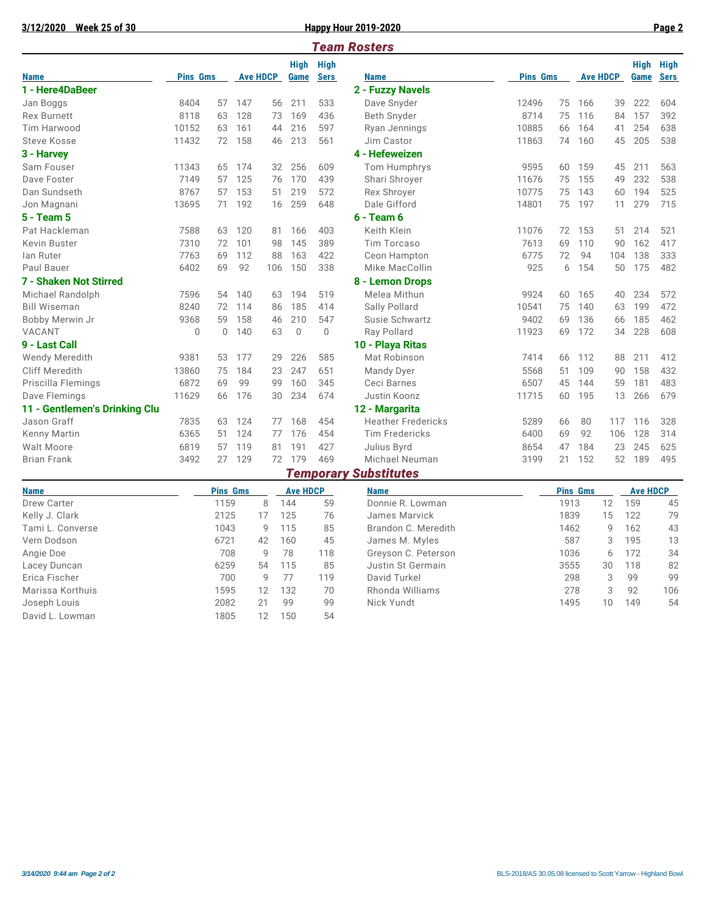## Team Rosters

| Name | Pins | Gms | Ave | HDCP | High Game | High Sers |
|---|---|---|---|---|---|---|
| **1 - Here4DaBeer** | | | | | | |
| Jan Boggs | 8404 | 57 | 147 | 56 | 211 | 533 |
| Rex Burnett | 8118 | 63 | 128 | 73 | 169 | 436 |
| Tim Harwood | 10152 | 63 | 161 | 44 | 216 | 597 |
| Steve Kosse | 11432 | 72 | 158 | 46 | 213 | 561 |
| **3 - Harvey** | | | | | | |
| Sam Fouser | 11343 | 65 | 174 | 32 | 256 | 609 |
| Dave Foster | 7149 | 57 | 125 | 76 | 170 | 439 |
| Dan Sundseth | 8767 | 57 | 153 | 51 | 219 | 572 |
| Jon Magnani | 13695 | 71 | 192 | 16 | 259 | 648 |
| **5 - Team 5** | | | | | | |
| Pat Hackleman | 7588 | 63 | 120 | 81 | 166 | 403 |
| Kevin Buster | 7310 | 72 | 101 | 98 | 145 | 389 |
| Ian Ruter | 7763 | 69 | 112 | 88 | 163 | 422 |
| Paul Bauer | 6402 | 69 | 92 | 106 | 150 | 338 |
| **7 - Shaken Not Stirred** | | | | | | |
| Michael Randolph | 7596 | 54 | 140 | 63 | 194 | 519 |
| Bill Wiseman | 8240 | 72 | 114 | 86 | 185 | 414 |
| Bobby Merwin Jr | 9368 | 59 | 158 | 46 | 210 | 547 |
| VACANT | 0 | 0 | 140 | 63 | 0 | 0 |
| **9 - Last Call** | | | | | | |
| Wendy Meredith | 9381 | 53 | 177 | 29 | 226 | 585 |
| Cliff Meredith | 13860 | 75 | 184 | 23 | 247 | 651 |
| Priscilla Flemings | 6872 | 69 | 99 | 99 | 160 | 345 |
| Dave Flemings | 11629 | 66 | 176 | 30 | 234 | 674 |
| **11 - Gentlemen's Drinking Clu** | | | | | | |
| Jason Graff | 7835 | 63 | 124 | 77 | 168 | 454 |
| Kenny Martin | 6365 | 51 | 124 | 77 | 176 | 454 |
| Walt Moore | 6819 | 57 | 119 | 81 | 191 | 427 |
| Brian Frank | 3492 | 27 | 129 | 72 | 179 | 469 |

| Name | Pins | Gms | Ave | HDCP | High Game | High Sers |
|---|---|---|---|---|---|---|
| **2 - Fuzzy Navels** | | | | | | |
| Dave Snyder | 12496 | 75 | 166 | 39 | 222 | 604 |
| Beth Snyder | 8714 | 75 | 116 | 84 | 157 | 392 |
| Ryan Jennings | 10885 | 66 | 164 | 41 | 254 | 638 |
| Jim Castor | 11863 | 74 | 160 | 45 | 205 | 538 |
| **4 - Hefeweizen** | | | | | | |
| Tom Humphrys | 9595 | 60 | 159 | 45 | 211 | 563 |
| Shari Shroyer | 11676 | 75 | 155 | 49 | 232 | 538 |
| Rex Shroyer | 10775 | 75 | 143 | 60 | 194 | 525 |
| Dale Gifford | 14801 | 75 | 197 | 11 | 279 | 715 |
| **6 - Team 6** | | | | | | |
| Keith Klein | 11076 | 72 | 153 | 51 | 214 | 521 |
| Tim Torcaso | 7613 | 69 | 110 | 90 | 162 | 417 |
| Ceon Hampton | 6775 | 72 | 94 | 104 | 138 | 333 |
| Mike MacCollin | 925 | 6 | 154 | 50 | 175 | 482 |
| **8 - Lemon Drops** | | | | | | |
| Melea Mithun | 9924 | 60 | 165 | 40 | 234 | 572 |
| Sally Pollard | 10541 | 75 | 140 | 63 | 199 | 472 |
| Susie Schwartz | 9402 | 69 | 136 | 66 | 185 | 462 |
| Ray Pollard | 11923 | 69 | 172 | 34 | 228 | 608 |
| **10 - Playa Ritas** | | | | | | |
| Mat Robinson | 7414 | 66 | 112 | 88 | 211 | 412 |
| Mandy Dyer | 5568 | 51 | 109 | 90 | 158 | 432 |
| Ceci Barnes | 6507 | 45 | 144 | 59 | 181 | 483 |
| Justin Koonz | 11715 | 60 | 195 | 13 | 266 | 679 |
| **12 - Margarita** | | | | | | |
| Heather Fredericks | 5289 | 66 | 80 | 117 | 116 | 328 |
| Tim Fredericks | 6400 | 69 | 92 | 106 | 128 | 314 |
| Julius Byrd | 8654 | 47 | 184 | 23 | 245 | 625 |
| Michael Neuman | 3199 | 21 | 152 | 52 | 189 | 495 |

## Temporary Substitutes

| Name | Pins | Gms | Ave | HDCP |
|---|---|---|---|---|
| Drew Carter | 1159 | 8 | 144 | 59 |
| Kelly J. Clark | 2125 | 17 | 125 | 76 |
| Tami L. Converse | 1043 | 9 | 115 | 85 |
| Vern Dodson | 6721 | 42 | 160 | 45 |
| Angie Doe | 708 | 9 | 78 | 118 |
| Lacey Duncan | 6259 | 54 | 115 | 85 |
| Erica Fischer | 700 | 9 | 77 | 119 |
| Marissa Korthuis | 1595 | 12 | 132 | 70 |
| Joseph Louis | 2082 | 21 | 99 | 99 |
| David L. Lowman | 1805 | 12 | 150 | 54 |
| Donnie R. Lowman | 1913 | 12 | 159 | 45 |
| James Marvick | 1839 | 15 | 122 | 79 |
| Brandon C. Meredith | 1462 | 9 | 162 | 43 |
| James M. Myles | 587 | 3 | 195 | 13 |
| Greyson C. Peterson | 1036 | 6 | 172 | 34 |
| Justin St Germain | 3555 | 30 | 118 | 82 |
| David Turkel | 298 | 3 | 99 | 99 |
| Rhonda Williams | 278 | 3 | 92 | 106 |
| Nick Yundt | 1495 | 10 | 149 | 54 |